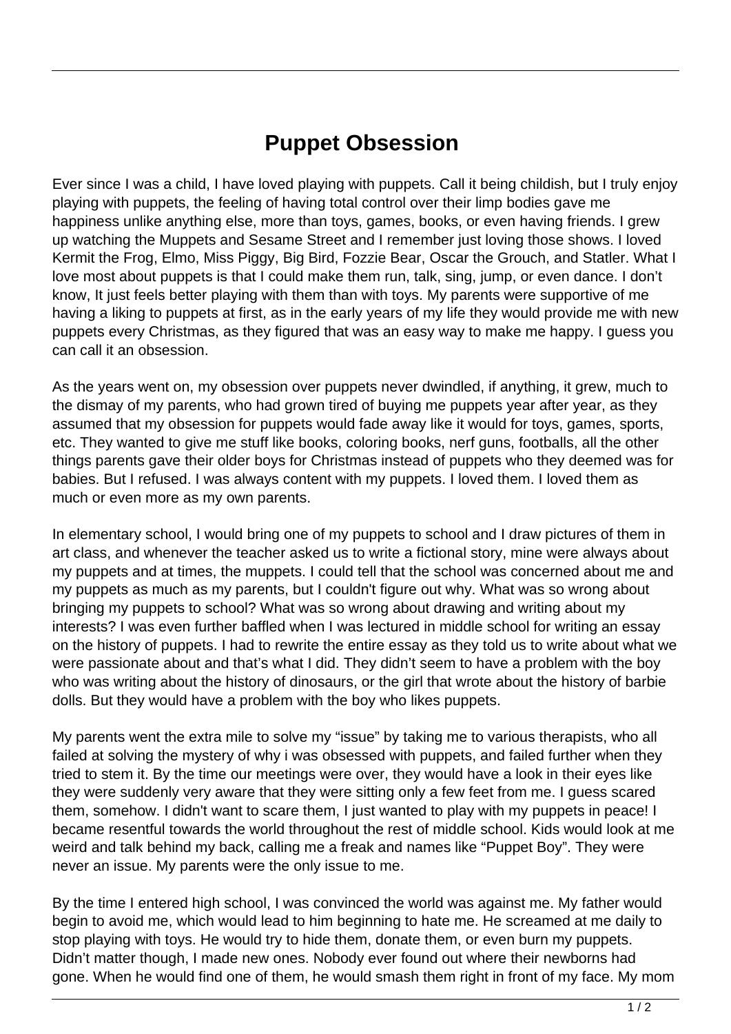# Puppet Obsession

Ever since I was a child, I have loved playing with puppets. Call it being childish, but I truly enjoy playing with puppets, the feeling of having total control over their limp bodies gave me happiness unlike anything else, more than toys, games, books, or even having friends. I grew up watching the Muppets and Sesame Street and I remember just loving those shows. I loved Kermit the Frog, Elmo, Miss Piggy, Big Bird, Fozzie Bear, Oscar the Grouch, and Statler. What I love most about puppets is that I could make them run, talk, sing, jump, or even dance. I don't know, It just feels better playing with them than with toys. My parents were supportive of me having a liking to puppets at first, as in the early years of my life they would provide me with new puppets every Christmas, as they figured that was an easy way to make me happy. I guess you can call it an obsession.

As the years went on, my obsession over puppets never dwindled, if anything, it grew, much to the dismay of my parents, who had grown tired of buying me puppets year after year, as they assumed that my obsession for puppets would fade away like it would for toys, games, sports, etc. They wanted to give me stuff like books, coloring books, nerf guns, footballs, all the other things parents gave their older boys for Christmas instead of puppets who they deemed was for babies. But I refused. I was always content with my puppets. I loved them. I loved them as much or even more as my own parents.

In elementary school, I would bring one of my puppets to school and I draw pictures of them in art class, and whenever the teacher asked us to write a fictional story, mine were always about my puppets and at times, the muppets. I could tell that the school was concerned about me and my puppets as much as my parents, but I couldn't figure out why. What was so wrong about bringing my puppets to school? What was so wrong about drawing and writing about my interests? I was even further baffled when I was lectured in middle school for writing an essay on the history of puppets. I had to rewrite the entire essay as they told us to write about what we were passionate about and that's what I did. They didn't seem to have a problem with the boy who was writing about the history of dinosaurs, or the girl that wrote about the history of barbie dolls. But they would have a problem with the boy who likes puppets.

My parents went the extra mile to solve my "issue" by taking me to various therapists, who all failed at solving the mystery of why i was obsessed with puppets, and failed further when they tried to stem it. By the time our meetings were over, they would have a look in their eyes like they were suddenly very aware that they were sitting only a few feet from me. I guess scared them, somehow. I didn't want to scare them, I just wanted to play with my puppets in peace! I became resentful towards the world throughout the rest of middle school. Kids would look at me weird and talk behind my back, calling me a freak and names like "Puppet Boy". They were never an issue. My parents were the only issue to me.

By the time I entered high school, I was convinced the world was against me. My father would begin to avoid me, which would lead to him beginning to hate me. He screamed at me daily to stop playing with toys. He would try to hide them, donate them, or even burn my puppets. Didn't matter though, I made new ones. Nobody ever found out where their newborns had gone. When he would find one of them, he would smash them right in front of my face. My mom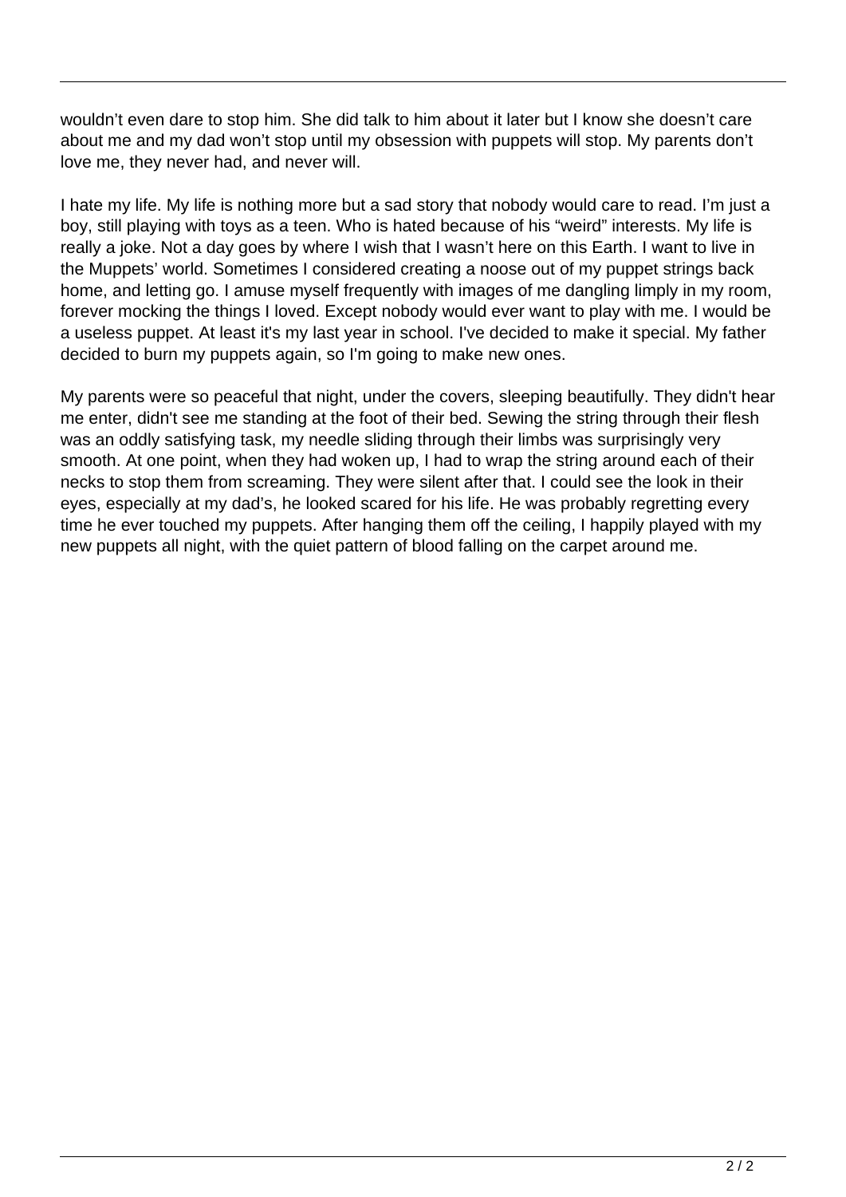wouldn't even dare to stop him. She did talk to him about it later but I know she doesn't care about me and my dad won't stop until my obsession with puppets will stop. My parents don't love me, they never had, and never will.

I hate my life. My life is nothing more but a sad story that nobody would care to read. I'm just a boy, still playing with toys as a teen. Who is hated because of his "weird" interests. My life is really a joke. Not a day goes by where I wish that I wasn't here on this Earth. I want to live in the Muppets' world. Sometimes I considered creating a noose out of my puppet strings back home, and letting go. I amuse myself frequently with images of me dangling limply in my room, forever mocking the things I loved. Except nobody would ever want to play with me. I would be a useless puppet. At least it's my last year in school. I've decided to make it special. My father decided to burn my puppets again, so I'm going to make new ones.

My parents were so peaceful that night, under the covers, sleeping beautifully. They didn't hear me enter, didn't see me standing at the foot of their bed. Sewing the string through their flesh was an oddly satisfying task, my needle sliding through their limbs was surprisingly very smooth. At one point, when they had woken up, I had to wrap the string around each of their necks to stop them from screaming. They were silent after that. I could see the look in their eyes, especially at my dad's, he looked scared for his life. He was probably regretting every time he ever touched my puppets. After hanging them off the ceiling, I happily played with my new puppets all night, with the quiet pattern of blood falling on the carpet around me.